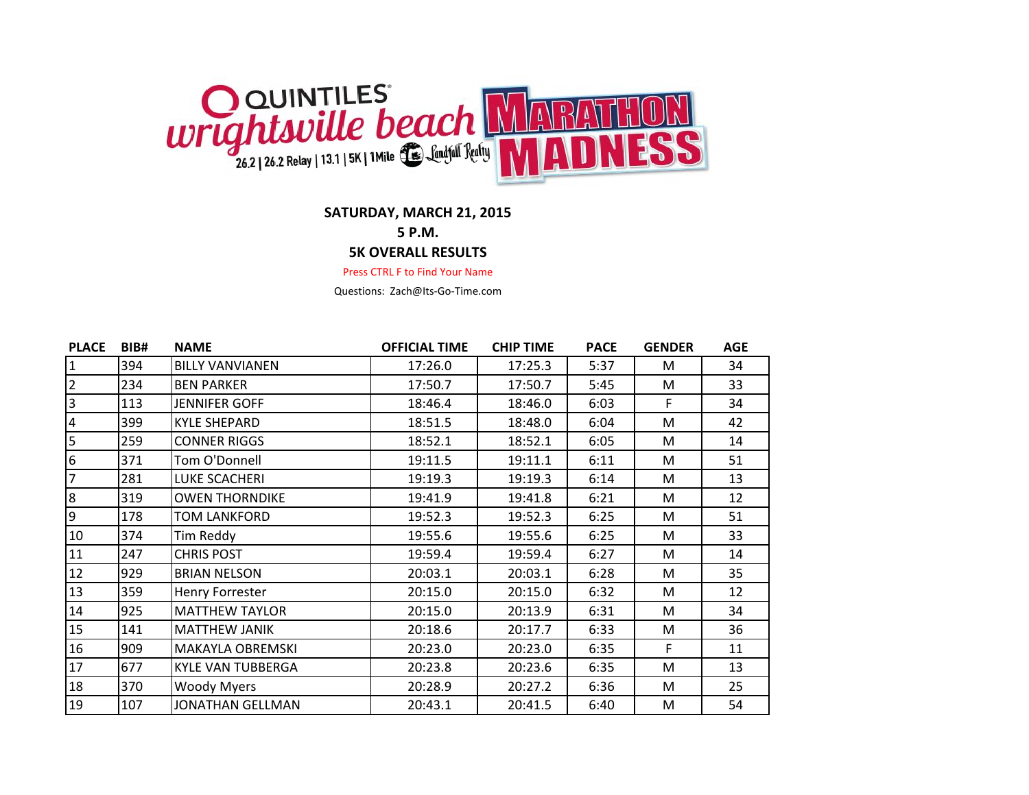QUINTILES wrightsville beach MARATHON MADNESS

26.2 | 26.2 Relay | 13.1 | 5K | 1Mile Landfall Realty

**SATURDAY, MARCH 21, 2015**

**5 P.M.**

**5K OVERALL RESULTS**

Press CTRL F to Find Your Name

Questions: Zach@Its-Go-Time.com

| PLACE | BIB# | NAME | OFFICIAL TIME | CHIP TIME | PACE | GENDER | AGE |
|---|---|---|---|---|---|---|---|
| 1 | 394 | BILLY VANVIANEN | 17:26.0 | 17:25.3 | 5:37 | M | 34 |
| 2 | 234 | BEN PARKER | 17:50.7 | 17:50.7 | 5:45 | M | 33 |
| 3 | 113 | JENNIFER GOFF | 18:46.4 | 18:46.0 | 6:03 | F | 34 |
| 4 | 399 | KYLE SHEPARD | 18:51.5 | 18:48.0 | 6:04 | M | 42 |
| 5 | 259 | CONNER RIGGS | 18:52.1 | 18:52.1 | 6:05 | M | 14 |
| 6 | 371 | Tom O'Donnell | 19:11.5 | 19:11.1 | 6:11 | M | 51 |
| 7 | 281 | LUKE SCACHERI | 19:19.3 | 19:19.3 | 6:14 | M | 13 |
| 8 | 319 | OWEN THORNDIKE | 19:41.9 | 19:41.8 | 6:21 | M | 12 |
| 9 | 178 | TOM LANKFORD | 19:52.3 | 19:52.3 | 6:25 | M | 51 |
| 10 | 374 | Tim Reddy | 19:55.6 | 19:55.6 | 6:25 | M | 33 |
| 11 | 247 | CHRIS POST | 19:59.4 | 19:59.4 | 6:27 | M | 14 |
| 12 | 929 | BRIAN NELSON | 20:03.1 | 20:03.1 | 6:28 | M | 35 |
| 13 | 359 | Henry Forrester | 20:15.0 | 20:15.0 | 6:32 | M | 12 |
| 14 | 925 | MATTHEW TAYLOR | 20:15.0 | 20:13.9 | 6:31 | M | 34 |
| 15 | 141 | MATTHEW JANIK | 20:18.6 | 20:17.7 | 6:33 | M | 36 |
| 16 | 909 | MAKAYLA OBREMSKI | 20:23.0 | 20:23.0 | 6:35 | F | 11 |
| 17 | 677 | KYLE VAN TUBBERGA | 20:23.8 | 20:23.6 | 6:35 | M | 13 |
| 18 | 370 | Woody Myers | 20:28.9 | 20:27.2 | 6:36 | M | 25 |
| 19 | 107 | JONATHAN GELLMAN | 20:43.1 | 20:41.5 | 6:40 | M | 54 |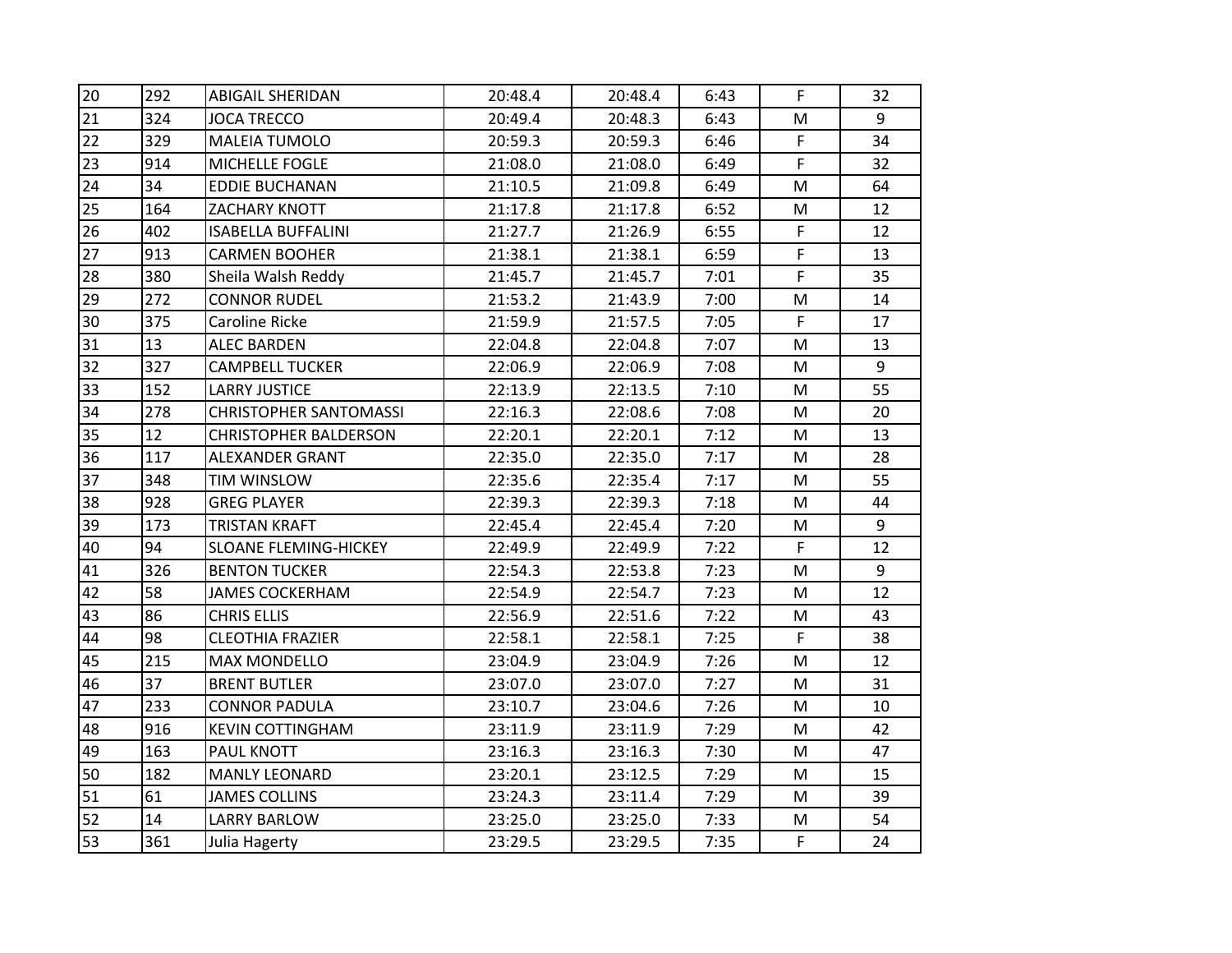| | | | | | | | |
|---|---|---|---|---|---|---|---|
| 20 | 292 | ABIGAIL SHERIDAN | 20:48.4 | 20:48.4 | 6:43 | F | 32 |
| 21 | 324 | JOCA TRECCO | 20:49.4 | 20:48.3 | 6:43 | M | 9 |
| 22 | 329 | MALEIA TUMOLO | 20:59.3 | 20:59.3 | 6:46 | F | 34 |
| 23 | 914 | MICHELLE FOGLE | 21:08.0 | 21:08.0 | 6:49 | F | 32 |
| 24 | 34 | EDDIE BUCHANAN | 21:10.5 | 21:09.8 | 6:49 | M | 64 |
| 25 | 164 | ZACHARY KNOTT | 21:17.8 | 21:17.8 | 6:52 | M | 12 |
| 26 | 402 | ISABELLA BUFFALINI | 21:27.7 | 21:26.9 | 6:55 | F | 12 |
| 27 | 913 | CARMEN BOOHER | 21:38.1 | 21:38.1 | 6:59 | F | 13 |
| 28 | 380 | Sheila Walsh Reddy | 21:45.7 | 21:45.7 | 7:01 | F | 35 |
| 29 | 272 | CONNOR RUDEL | 21:53.2 | 21:43.9 | 7:00 | M | 14 |
| 30 | 375 | Caroline Ricke | 21:59.9 | 21:57.5 | 7:05 | F | 17 |
| 31 | 13 | ALEC BARDEN | 22:04.8 | 22:04.8 | 7:07 | M | 13 |
| 32 | 327 | CAMPBELL TUCKER | 22:06.9 | 22:06.9 | 7:08 | M | 9 |
| 33 | 152 | LARRY JUSTICE | 22:13.9 | 22:13.5 | 7:10 | M | 55 |
| 34 | 278 | CHRISTOPHER SANTOMASSI | 22:16.3 | 22:08.6 | 7:08 | M | 20 |
| 35 | 12 | CHRISTOPHER BALDERSON | 22:20.1 | 22:20.1 | 7:12 | M | 13 |
| 36 | 117 | ALEXANDER GRANT | 22:35.0 | 22:35.0 | 7:17 | M | 28 |
| 37 | 348 | TIM WINSLOW | 22:35.6 | 22:35.4 | 7:17 | M | 55 |
| 38 | 928 | GREG PLAYER | 22:39.3 | 22:39.3 | 7:18 | M | 44 |
| 39 | 173 | TRISTAN KRAFT | 22:45.4 | 22:45.4 | 7:20 | M | 9 |
| 40 | 94 | SLOANE FLEMING-HICKEY | 22:49.9 | 22:49.9 | 7:22 | F | 12 |
| 41 | 326 | BENTON TUCKER | 22:54.3 | 22:53.8 | 7:23 | M | 9 |
| 42 | 58 | JAMES COCKERHAM | 22:54.9 | 22:54.7 | 7:23 | M | 12 |
| 43 | 86 | CHRIS ELLIS | 22:56.9 | 22:51.6 | 7:22 | M | 43 |
| 44 | 98 | CLEOTHIA FRAZIER | 22:58.1 | 22:58.1 | 7:25 | F | 38 |
| 45 | 215 | MAX MONDELLO | 23:04.9 | 23:04.9 | 7:26 | M | 12 |
| 46 | 37 | BRENT BUTLER | 23:07.0 | 23:07.0 | 7:27 | M | 31 |
| 47 | 233 | CONNOR PADULA | 23:10.7 | 23:04.6 | 7:26 | M | 10 |
| 48 | 916 | KEVIN COTTINGHAM | 23:11.9 | 23:11.9 | 7:29 | M | 42 |
| 49 | 163 | PAUL KNOTT | 23:16.3 | 23:16.3 | 7:30 | M | 47 |
| 50 | 182 | MANLY LEONARD | 23:20.1 | 23:12.5 | 7:29 | M | 15 |
| 51 | 61 | JAMES COLLINS | 23:24.3 | 23:11.4 | 7:29 | M | 39 |
| 52 | 14 | LARRY BARLOW | 23:25.0 | 23:25.0 | 7:33 | M | 54 |
| 53 | 361 | Julia Hagerty | 23:29.5 | 23:29.5 | 7:35 | F | 24 |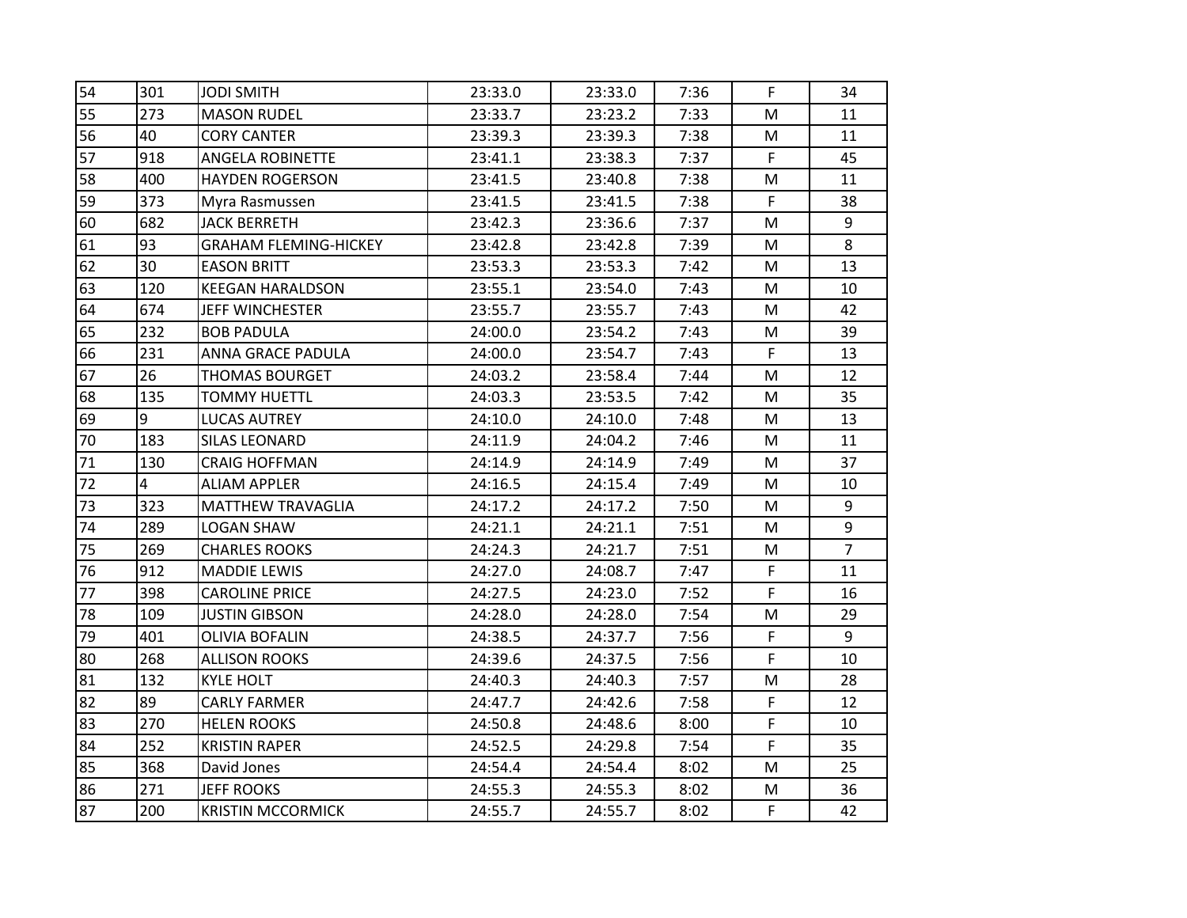| 54 | 301 | JODI SMITH | 23:33.0 | 23:33.0 | 7:36 | F | 34 |
|---|---|---|---|---|---|---|---|
| 55 | 273 | MASON RUDEL | 23:33.7 | 23:23.2 | 7:33 | M | 11 |
| 56 | 40 | CORY CANTER | 23:39.3 | 23:39.3 | 7:38 | M | 11 |
| 57 | 918 | ANGELA ROBINETTE | 23:41.1 | 23:38.3 | 7:37 | F | 45 |
| 58 | 400 | HAYDEN ROGERSON | 23:41.5 | 23:40.8 | 7:38 | M | 11 |
| 59 | 373 | Myra Rasmussen | 23:41.5 | 23:41.5 | 7:38 | F | 38 |
| 60 | 682 | JACK BERRETH | 23:42.3 | 23:36.6 | 7:37 | M | 9 |
| 61 | 93 | GRAHAM FLEMING-HICKEY | 23:42.8 | 23:42.8 | 7:39 | M | 8 |
| 62 | 30 | EASON BRITT | 23:53.3 | 23:53.3 | 7:42 | M | 13 |
| 63 | 120 | KEEGAN HARALDSON | 23:55.1 | 23:54.0 | 7:43 | M | 10 |
| 64 | 674 | JEFF WINCHESTER | 23:55.7 | 23:55.7 | 7:43 | M | 42 |
| 65 | 232 | BOB PADULA | 24:00.0 | 23:54.2 | 7:43 | M | 39 |
| 66 | 231 | ANNA GRACE PADULA | 24:00.0 | 23:54.7 | 7:43 | F | 13 |
| 67 | 26 | THOMAS BOURGET | 24:03.2 | 23:58.4 | 7:44 | M | 12 |
| 68 | 135 | TOMMY HUETTL | 24:03.3 | 23:53.5 | 7:42 | M | 35 |
| 69 | 9 | LUCAS AUTREY | 24:10.0 | 24:10.0 | 7:48 | M | 13 |
| 70 | 183 | SILAS LEONARD | 24:11.9 | 24:04.2 | 7:46 | M | 11 |
| 71 | 130 | CRAIG HOFFMAN | 24:14.9 | 24:14.9 | 7:49 | M | 37 |
| 72 | 4 | ALIAM APPLER | 24:16.5 | 24:15.4 | 7:49 | M | 10 |
| 73 | 323 | MATTHEW TRAVAGLIA | 24:17.2 | 24:17.2 | 7:50 | M | 9 |
| 74 | 289 | LOGAN SHAW | 24:21.1 | 24:21.1 | 7:51 | M | 9 |
| 75 | 269 | CHARLES ROOKS | 24:24.3 | 24:21.7 | 7:51 | M | 7 |
| 76 | 912 | MADDIE LEWIS | 24:27.0 | 24:08.7 | 7:47 | F | 11 |
| 77 | 398 | CAROLINE PRICE | 24:27.5 | 24:23.0 | 7:52 | F | 16 |
| 78 | 109 | JUSTIN GIBSON | 24:28.0 | 24:28.0 | 7:54 | M | 29 |
| 79 | 401 | OLIVIA BOFALIN | 24:38.5 | 24:37.7 | 7:56 | F | 9 |
| 80 | 268 | ALLISON ROOKS | 24:39.6 | 24:37.5 | 7:56 | F | 10 |
| 81 | 132 | KYLE HOLT | 24:40.3 | 24:40.3 | 7:57 | M | 28 |
| 82 | 89 | CARLY FARMER | 24:47.7 | 24:42.6 | 7:58 | F | 12 |
| 83 | 270 | HELEN ROOKS | 24:50.8 | 24:48.6 | 8:00 | F | 10 |
| 84 | 252 | KRISTIN RAPER | 24:52.5 | 24:29.8 | 7:54 | F | 35 |
| 85 | 368 | David Jones | 24:54.4 | 24:54.4 | 8:02 | M | 25 |
| 86 | 271 | JEFF ROOKS | 24:55.3 | 24:55.3 | 8:02 | M | 36 |
| 87 | 200 | KRISTIN MCCORMICK | 24:55.7 | 24:55.7 | 8:02 | F | 42 |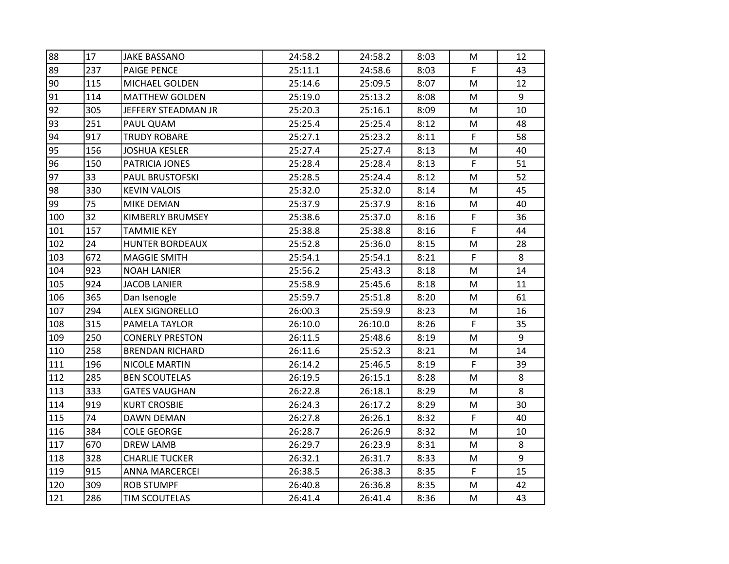| 88 | 17 | JAKE BASSANO | 24:58.2 | 24:58.2 | 8:03 | M | 12 |
|---|---|---|---|---|---|---|---|
| 89 | 237 | PAIGE PENCE | 25:11.1 | 24:58.6 | 8:03 | F | 43 |
| 90 | 115 | MICHAEL GOLDEN | 25:14.6 | 25:09.5 | 8:07 | M | 12 |
| 91 | 114 | MATTHEW GOLDEN | 25:19.0 | 25:13.2 | 8:08 | M | 9 |
| 92 | 305 | JEFFERY STEADMAN JR | 25:20.3 | 25:16.1 | 8:09 | M | 10 |
| 93 | 251 | PAUL QUAM | 25:25.4 | 25:25.4 | 8:12 | M | 48 |
| 94 | 917 | TRUDY ROBARE | 25:27.1 | 25:23.2 | 8:11 | F | 58 |
| 95 | 156 | JOSHUA KESLER | 25:27.4 | 25:27.4 | 8:13 | M | 40 |
| 96 | 150 | PATRICIA JONES | 25:28.4 | 25:28.4 | 8:13 | F | 51 |
| 97 | 33 | PAUL BRUSTOFSKI | 25:28.5 | 25:24.4 | 8:12 | M | 52 |
| 98 | 330 | KEVIN VALOIS | 25:32.0 | 25:32.0 | 8:14 | M | 45 |
| 99 | 75 | MIKE DEMAN | 25:37.9 | 25:37.9 | 8:16 | M | 40 |
| 100 | 32 | KIMBERLY BRUMSEY | 25:38.6 | 25:37.0 | 8:16 | F | 36 |
| 101 | 157 | TAMMIE KEY | 25:38.8 | 25:38.8 | 8:16 | F | 44 |
| 102 | 24 | HUNTER BORDEAUX | 25:52.8 | 25:36.0 | 8:15 | M | 28 |
| 103 | 672 | MAGGIE SMITH | 25:54.1 | 25:54.1 | 8:21 | F | 8 |
| 104 | 923 | NOAH LANIER | 25:56.2 | 25:43.3 | 8:18 | M | 14 |
| 105 | 924 | JACOB LANIER | 25:58.9 | 25:45.6 | 8:18 | M | 11 |
| 106 | 365 | Dan Isenogle | 25:59.7 | 25:51.8 | 8:20 | M | 61 |
| 107 | 294 | ALEX SIGNORELLO | 26:00.3 | 25:59.9 | 8:23 | M | 16 |
| 108 | 315 | PAMELA TAYLOR | 26:10.0 | 26:10.0 | 8:26 | F | 35 |
| 109 | 250 | CONERLY PRESTON | 26:11.5 | 25:48.6 | 8:19 | M | 9 |
| 110 | 258 | BRENDAN RICHARD | 26:11.6 | 25:52.3 | 8:21 | M | 14 |
| 111 | 196 | NICOLE MARTIN | 26:14.2 | 25:46.5 | 8:19 | F | 39 |
| 112 | 285 | BEN SCOUTELAS | 26:19.5 | 26:15.1 | 8:28 | M | 8 |
| 113 | 333 | GATES VAUGHAN | 26:22.8 | 26:18.1 | 8:29 | M | 8 |
| 114 | 919 | KURT CROSBIE | 26:24.3 | 26:17.2 | 8:29 | M | 30 |
| 115 | 74 | DAWN DEMAN | 26:27.8 | 26:26.1 | 8:32 | F | 40 |
| 116 | 384 | COLE GEORGE | 26:28.7 | 26:26.9 | 8:32 | M | 10 |
| 117 | 670 | DREW LAMB | 26:29.7 | 26:23.9 | 8:31 | M | 8 |
| 118 | 328 | CHARLIE TUCKER | 26:32.1 | 26:31.7 | 8:33 | M | 9 |
| 119 | 915 | ANNA MARCERCEI | 26:38.5 | 26:38.3 | 8:35 | F | 15 |
| 120 | 309 | ROB STUMPF | 26:40.8 | 26:36.8 | 8:35 | M | 42 |
| 121 | 286 | TIM SCOUTELAS | 26:41.4 | 26:41.4 | 8:36 | M | 43 |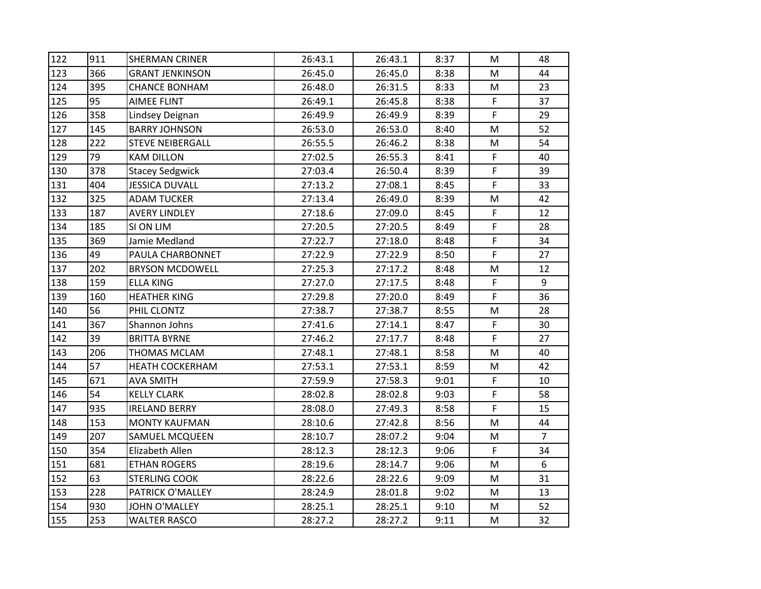| 122 | 911 | SHERMAN CRINER | 26:43.1 | 26:43.1 | 8:37 | M | 48 |
|---|---|---|---|---|---|---|---|
| 123 | 366 | GRANT JENKINSON | 26:45.0 | 26:45.0 | 8:38 | M | 44 |
| 124 | 395 | CHANCE BONHAM | 26:48.0 | 26:31.5 | 8:33 | M | 23 |
| 125 | 95 | AIMEE FLINT | 26:49.1 | 26:45.8 | 8:38 | F | 37 |
| 126 | 358 | Lindsey Deignan | 26:49.9 | 26:49.9 | 8:39 | F | 29 |
| 127 | 145 | BARRY JOHNSON | 26:53.0 | 26:53.0 | 8:40 | M | 52 |
| 128 | 222 | STEVE NEIBERGALL | 26:55.5 | 26:46.2 | 8:38 | M | 54 |
| 129 | 79 | KAM DILLON | 27:02.5 | 26:55.3 | 8:41 | F | 40 |
| 130 | 378 | Stacey Sedgwick | 27:03.4 | 26:50.4 | 8:39 | F | 39 |
| 131 | 404 | JESSICA DUVALL | 27:13.2 | 27:08.1 | 8:45 | F | 33 |
| 132 | 325 | ADAM TUCKER | 27:13.4 | 26:49.0 | 8:39 | M | 42 |
| 133 | 187 | AVERY LINDLEY | 27:18.6 | 27:09.0 | 8:45 | F | 12 |
| 134 | 185 | SI ON LIM | 27:20.5 | 27:20.5 | 8:49 | F | 28 |
| 135 | 369 | Jamie Medland | 27:22.7 | 27:18.0 | 8:48 | F | 34 |
| 136 | 49 | PAULA CHARBONNET | 27:22.9 | 27:22.9 | 8:50 | F | 27 |
| 137 | 202 | BRYSON MCDOWELL | 27:25.3 | 27:17.2 | 8:48 | M | 12 |
| 138 | 159 | ELLA KING | 27:27.0 | 27:17.5 | 8:48 | F | 9 |
| 139 | 160 | HEATHER KING | 27:29.8 | 27:20.0 | 8:49 | F | 36 |
| 140 | 56 | PHIL CLONTZ | 27:38.7 | 27:38.7 | 8:55 | M | 28 |
| 141 | 367 | Shannon Johns | 27:41.6 | 27:14.1 | 8:47 | F | 30 |
| 142 | 39 | BRITTA BYRNE | 27:46.2 | 27:17.7 | 8:48 | F | 27 |
| 143 | 206 | THOMAS MCLAM | 27:48.1 | 27:48.1 | 8:58 | M | 40 |
| 144 | 57 | HEATH COCKERHAM | 27:53.1 | 27:53.1 | 8:59 | M | 42 |
| 145 | 671 | AVA SMITH | 27:59.9 | 27:58.3 | 9:01 | F | 10 |
| 146 | 54 | KELLY CLARK | 28:02.8 | 28:02.8 | 9:03 | F | 58 |
| 147 | 935 | IRELAND BERRY | 28:08.0 | 27:49.3 | 8:58 | F | 15 |
| 148 | 153 | MONTY KAUFMAN | 28:10.6 | 27:42.8 | 8:56 | M | 44 |
| 149 | 207 | SAMUEL MCQUEEN | 28:10.7 | 28:07.2 | 9:04 | M | 7 |
| 150 | 354 | Elizabeth Allen | 28:12.3 | 28:12.3 | 9:06 | F | 34 |
| 151 | 681 | ETHAN ROGERS | 28:19.6 | 28:14.7 | 9:06 | M | 6 |
| 152 | 63 | STERLING COOK | 28:22.6 | 28:22.6 | 9:09 | M | 31 |
| 153 | 228 | PATRICK O'MALLEY | 28:24.9 | 28:01.8 | 9:02 | M | 13 |
| 154 | 930 | JOHN O'MALLEY | 28:25.1 | 28:25.1 | 9:10 | M | 52 |
| 155 | 253 | WALTER RASCO | 28:27.2 | 28:27.2 | 9:11 | M | 32 |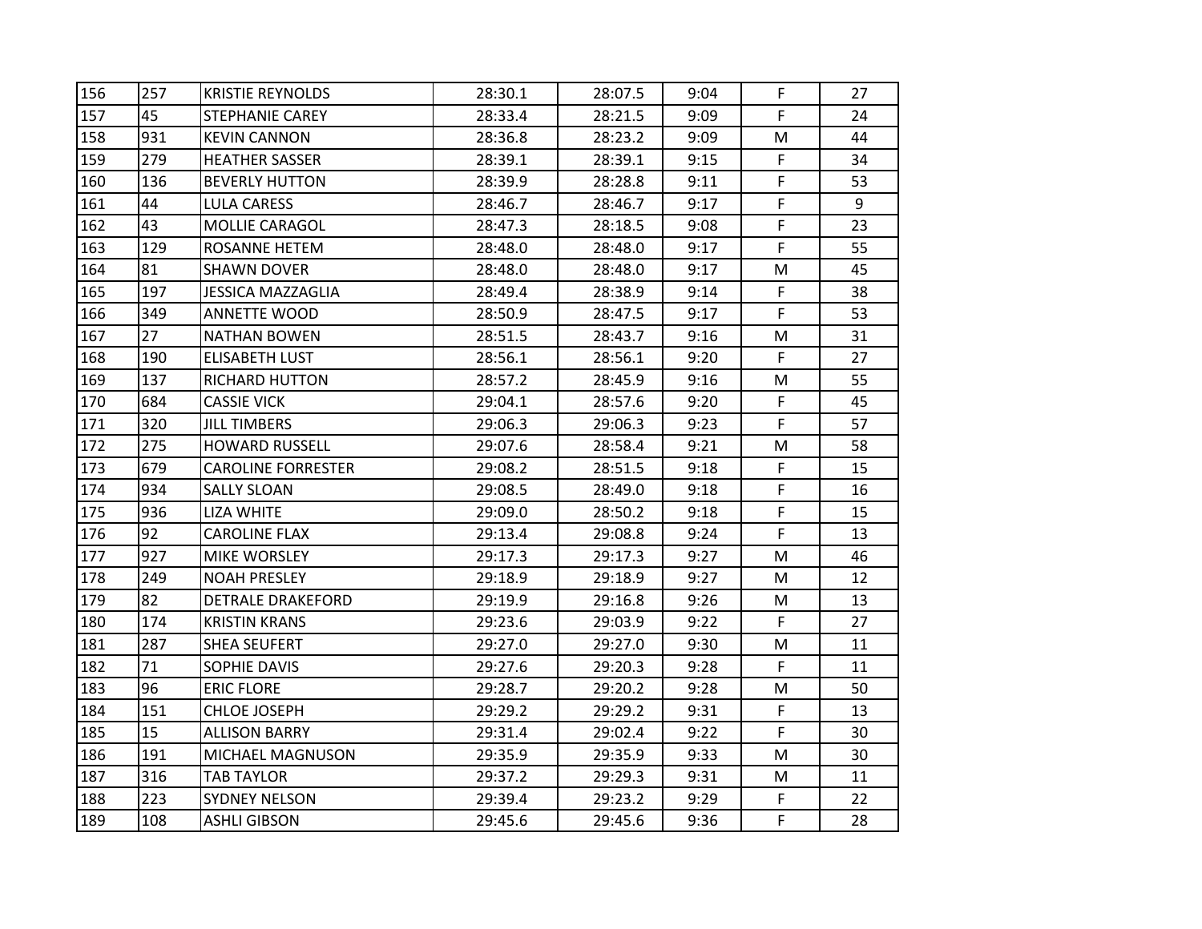| | | | | | | | |
|---|---|---|---|---|---|---|---|
| 156 | 257 | KRISTIE REYNOLDS | 28:30.1 | 28:07.5 | 9:04 | F | 27 |
| 157 | 45 | STEPHANIE CAREY | 28:33.4 | 28:21.5 | 9:09 | F | 24 |
| 158 | 931 | KEVIN CANNON | 28:36.8 | 28:23.2 | 9:09 | M | 44 |
| 159 | 279 | HEATHER SASSER | 28:39.1 | 28:39.1 | 9:15 | F | 34 |
| 160 | 136 | BEVERLY HUTTON | 28:39.9 | 28:28.8 | 9:11 | F | 53 |
| 161 | 44 | LULA CARESS | 28:46.7 | 28:46.7 | 9:17 | F | 9 |
| 162 | 43 | MOLLIE CARAGOL | 28:47.3 | 28:18.5 | 9:08 | F | 23 |
| 163 | 129 | ROSANNE HETEM | 28:48.0 | 28:48.0 | 9:17 | F | 55 |
| 164 | 81 | SHAWN DOVER | 28:48.0 | 28:48.0 | 9:17 | M | 45 |
| 165 | 197 | JESSICA MAZZAGLIA | 28:49.4 | 28:38.9 | 9:14 | F | 38 |
| 166 | 349 | ANNETTE WOOD | 28:50.9 | 28:47.5 | 9:17 | F | 53 |
| 167 | 27 | NATHAN BOWEN | 28:51.5 | 28:43.7 | 9:16 | M | 31 |
| 168 | 190 | ELISABETH LUST | 28:56.1 | 28:56.1 | 9:20 | F | 27 |
| 169 | 137 | RICHARD HUTTON | 28:57.2 | 28:45.9 | 9:16 | M | 55 |
| 170 | 684 | CASSIE VICK | 29:04.1 | 28:57.6 | 9:20 | F | 45 |
| 171 | 320 | JILL TIMBERS | 29:06.3 | 29:06.3 | 9:23 | F | 57 |
| 172 | 275 | HOWARD RUSSELL | 29:07.6 | 28:58.4 | 9:21 | M | 58 |
| 173 | 679 | CAROLINE FORRESTER | 29:08.2 | 28:51.5 | 9:18 | F | 15 |
| 174 | 934 | SALLY SLOAN | 29:08.5 | 28:49.0 | 9:18 | F | 16 |
| 175 | 936 | LIZA WHITE | 29:09.0 | 28:50.2 | 9:18 | F | 15 |
| 176 | 92 | CAROLINE FLAX | 29:13.4 | 29:08.8 | 9:24 | F | 13 |
| 177 | 927 | MIKE WORSLEY | 29:17.3 | 29:17.3 | 9:27 | M | 46 |
| 178 | 249 | NOAH PRESLEY | 29:18.9 | 29:18.9 | 9:27 | M | 12 |
| 179 | 82 | DETRALE DRAKEFORD | 29:19.9 | 29:16.8 | 9:26 | M | 13 |
| 180 | 174 | KRISTIN KRANS | 29:23.6 | 29:03.9 | 9:22 | F | 27 |
| 181 | 287 | SHEA SEUFERT | 29:27.0 | 29:27.0 | 9:30 | M | 11 |
| 182 | 71 | SOPHIE DAVIS | 29:27.6 | 29:20.3 | 9:28 | F | 11 |
| 183 | 96 | ERIC FLORE | 29:28.7 | 29:20.2 | 9:28 | M | 50 |
| 184 | 151 | CHLOE JOSEPH | 29:29.2 | 29:29.2 | 9:31 | F | 13 |
| 185 | 15 | ALLISON BARRY | 29:31.4 | 29:02.4 | 9:22 | F | 30 |
| 186 | 191 | MICHAEL MAGNUSON | 29:35.9 | 29:35.9 | 9:33 | M | 30 |
| 187 | 316 | TAB TAYLOR | 29:37.2 | 29:29.3 | 9:31 | M | 11 |
| 188 | 223 | SYDNEY NELSON | 29:39.4 | 29:23.2 | 9:29 | F | 22 |
| 189 | 108 | ASHLI GIBSON | 29:45.6 | 29:45.6 | 9:36 | F | 28 |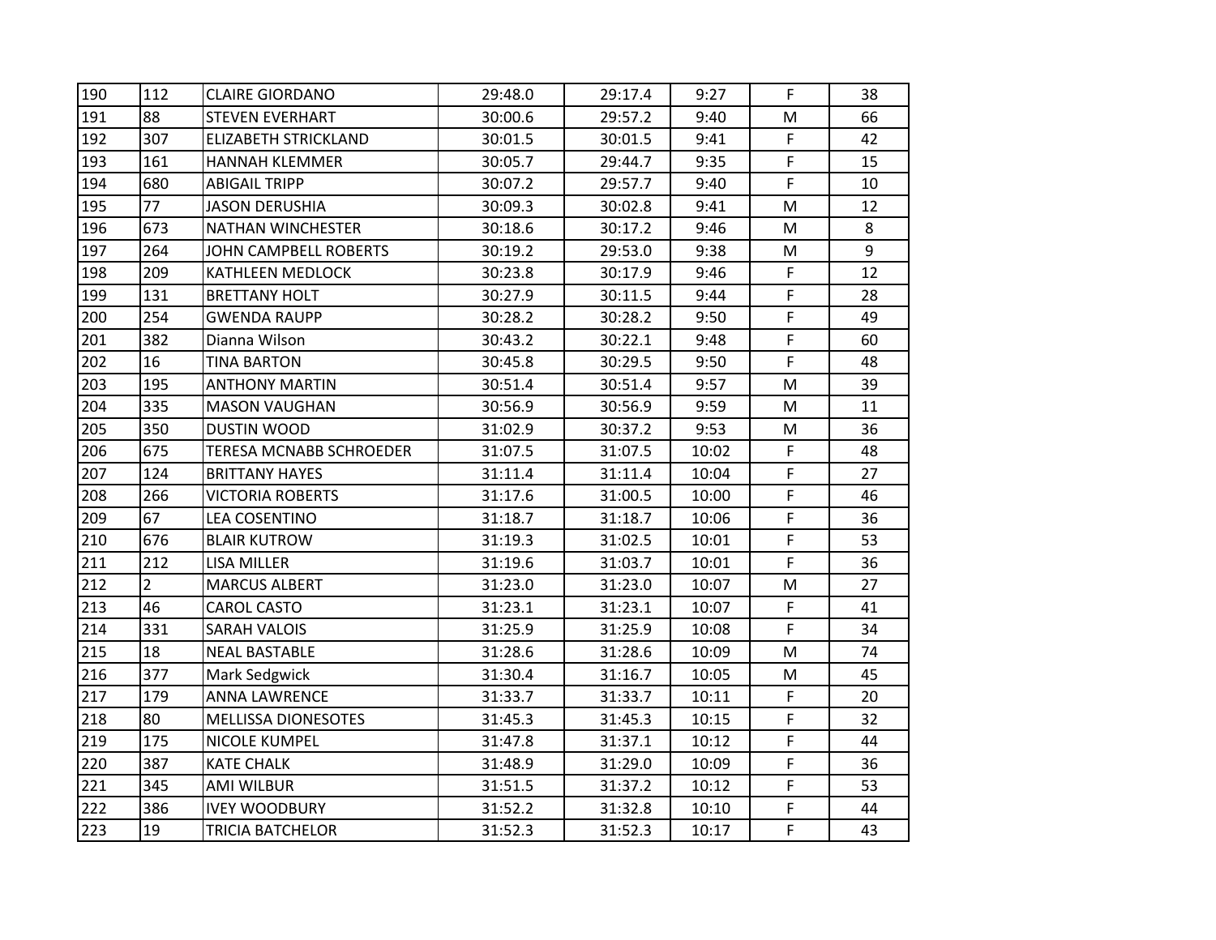| | | | | | | | |
|---|---|---|---|---|---|---|---|
| 190 | 112 | CLAIRE GIORDANO | 29:48.0 | 29:17.4 | 9:27 | F | 38 |
| 191 | 88 | STEVEN EVERHART | 30:00.6 | 29:57.2 | 9:40 | M | 66 |
| 192 | 307 | ELIZABETH STRICKLAND | 30:01.5 | 30:01.5 | 9:41 | F | 42 |
| 193 | 161 | HANNAH KLEMMER | 30:05.7 | 29:44.7 | 9:35 | F | 15 |
| 194 | 680 | ABIGAIL TRIPP | 30:07.2 | 29:57.7 | 9:40 | F | 10 |
| 195 | 77 | JASON DERUSHIA | 30:09.3 | 30:02.8 | 9:41 | M | 12 |
| 196 | 673 | NATHAN WINCHESTER | 30:18.6 | 30:17.2 | 9:46 | M | 8 |
| 197 | 264 | JOHN CAMPBELL ROBERTS | 30:19.2 | 29:53.0 | 9:38 | M | 9 |
| 198 | 209 | KATHLEEN MEDLOCK | 30:23.8 | 30:17.9 | 9:46 | F | 12 |
| 199 | 131 | BRETTANY HOLT | 30:27.9 | 30:11.5 | 9:44 | F | 28 |
| 200 | 254 | GWENDA RAUPP | 30:28.2 | 30:28.2 | 9:50 | F | 49 |
| 201 | 382 | Dianna Wilson | 30:43.2 | 30:22.1 | 9:48 | F | 60 |
| 202 | 16 | TINA BARTON | 30:45.8 | 30:29.5 | 9:50 | F | 48 |
| 203 | 195 | ANTHONY MARTIN | 30:51.4 | 30:51.4 | 9:57 | M | 39 |
| 204 | 335 | MASON VAUGHAN | 30:56.9 | 30:56.9 | 9:59 | M | 11 |
| 205 | 350 | DUSTIN WOOD | 31:02.9 | 30:37.2 | 9:53 | M | 36 |
| 206 | 675 | TERESA MCNABB SCHROEDER | 31:07.5 | 31:07.5 | 10:02 | F | 48 |
| 207 | 124 | BRITTANY HAYES | 31:11.4 | 31:11.4 | 10:04 | F | 27 |
| 208 | 266 | VICTORIA ROBERTS | 31:17.6 | 31:00.5 | 10:00 | F | 46 |
| 209 | 67 | LEA COSENTINO | 31:18.7 | 31:18.7 | 10:06 | F | 36 |
| 210 | 676 | BLAIR KUTROW | 31:19.3 | 31:02.5 | 10:01 | F | 53 |
| 211 | 212 | LISA MILLER | 31:19.6 | 31:03.7 | 10:01 | F | 36 |
| 212 | 2 | MARCUS ALBERT | 31:23.0 | 31:23.0 | 10:07 | M | 27 |
| 213 | 46 | CAROL CASTO | 31:23.1 | 31:23.1 | 10:07 | F | 41 |
| 214 | 331 | SARAH VALOIS | 31:25.9 | 31:25.9 | 10:08 | F | 34 |
| 215 | 18 | NEAL BASTABLE | 31:28.6 | 31:28.6 | 10:09 | M | 74 |
| 216 | 377 | Mark Sedgwick | 31:30.4 | 31:16.7 | 10:05 | M | 45 |
| 217 | 179 | ANNA LAWRENCE | 31:33.7 | 31:33.7 | 10:11 | F | 20 |
| 218 | 80 | MELLISSA DIONESOTES | 31:45.3 | 31:45.3 | 10:15 | F | 32 |
| 219 | 175 | NICOLE KUMPEL | 31:47.8 | 31:37.1 | 10:12 | F | 44 |
| 220 | 387 | KATE CHALK | 31:48.9 | 31:29.0 | 10:09 | F | 36 |
| 221 | 345 | AMI WILBUR | 31:51.5 | 31:37.2 | 10:12 | F | 53 |
| 222 | 386 | IVEY WOODBURY | 31:52.2 | 31:32.8 | 10:10 | F | 44 |
| 223 | 19 | TRICIA BATCHELOR | 31:52.3 | 31:52.3 | 10:17 | F | 43 |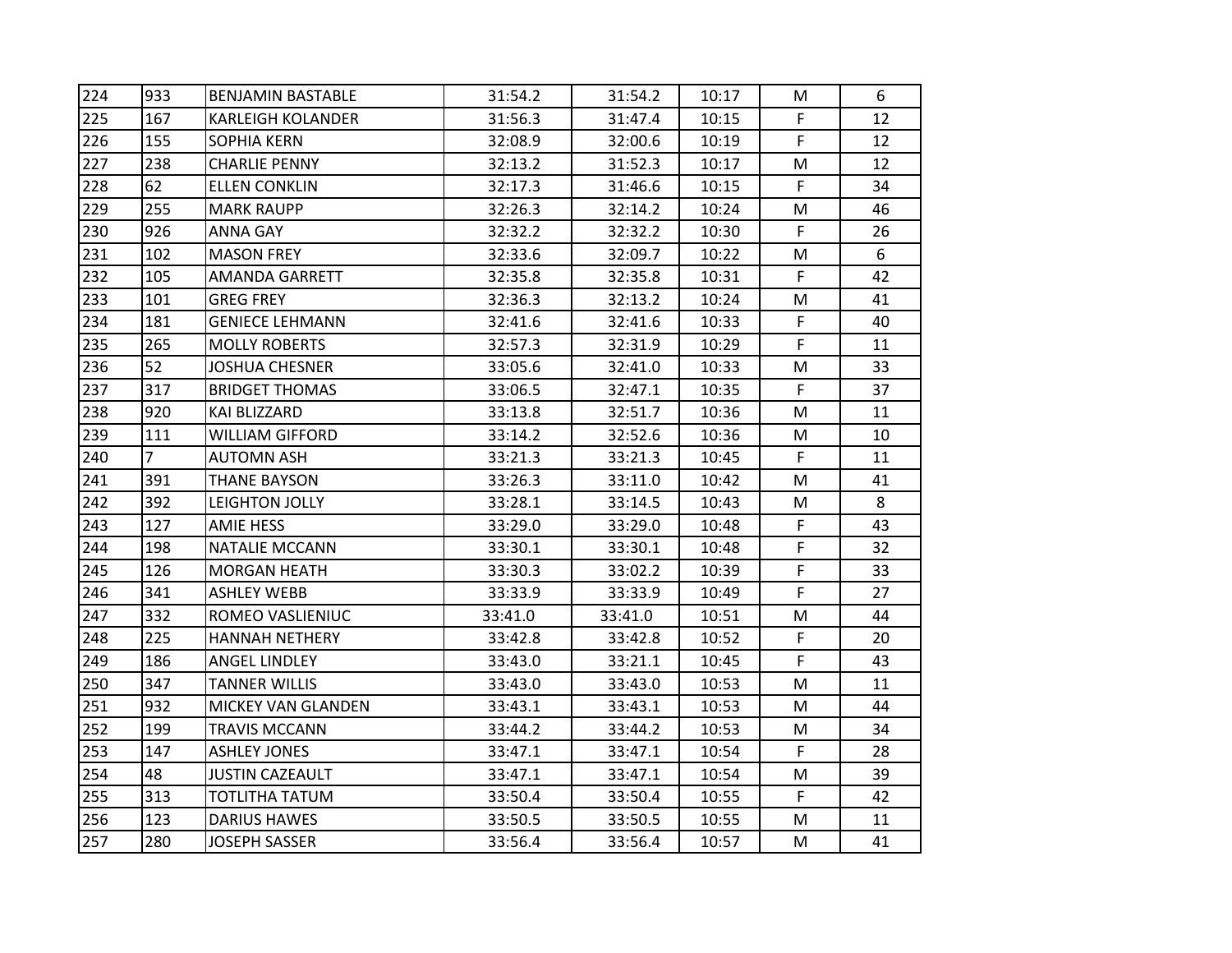| | | | | | | | |
|---|---|---|---|---|---|---|---|
| 224 | 933 | BENJAMIN BASTABLE | 31:54.2 | 31:54.2 | 10:17 | M | 6 |
| 225 | 167 | KARLEIGH KOLANDER | 31:56.3 | 31:47.4 | 10:15 | F | 12 |
| 226 | 155 | SOPHIA KERN | 32:08.9 | 32:00.6 | 10:19 | F | 12 |
| 227 | 238 | CHARLIE PENNY | 32:13.2 | 31:52.3 | 10:17 | M | 12 |
| 228 | 62 | ELLEN CONKLIN | 32:17.3 | 31:46.6 | 10:15 | F | 34 |
| 229 | 255 | MARK RAUPP | 32:26.3 | 32:14.2 | 10:24 | M | 46 |
| 230 | 926 | ANNA GAY | 32:32.2 | 32:32.2 | 10:30 | F | 26 |
| 231 | 102 | MASON FREY | 32:33.6 | 32:09.7 | 10:22 | M | 6 |
| 232 | 105 | AMANDA GARRETT | 32:35.8 | 32:35.8 | 10:31 | F | 42 |
| 233 | 101 | GREG FREY | 32:36.3 | 32:13.2 | 10:24 | M | 41 |
| 234 | 181 | GENIECE LEHMANN | 32:41.6 | 32:41.6 | 10:33 | F | 40 |
| 235 | 265 | MOLLY ROBERTS | 32:57.3 | 32:31.9 | 10:29 | F | 11 |
| 236 | 52 | JOSHUA CHESNER | 33:05.6 | 32:41.0 | 10:33 | M | 33 |
| 237 | 317 | BRIDGET THOMAS | 33:06.5 | 32:47.1 | 10:35 | F | 37 |
| 238 | 920 | KAI BLIZZARD | 33:13.8 | 32:51.7 | 10:36 | M | 11 |
| 239 | 111 | WILLIAM GIFFORD | 33:14.2 | 32:52.6 | 10:36 | M | 10 |
| 240 | 7 | AUTOMN ASH | 33:21.3 | 33:21.3 | 10:45 | F | 11 |
| 241 | 391 | THANE BAYSON | 33:26.3 | 33:11.0 | 10:42 | M | 41 |
| 242 | 392 | LEIGHTON JOLLY | 33:28.1 | 33:14.5 | 10:43 | M | 8 |
| 243 | 127 | AMIE HESS | 33:29.0 | 33:29.0 | 10:48 | F | 43 |
| 244 | 198 | NATALIE MCCANN | 33:30.1 | 33:30.1 | 10:48 | F | 32 |
| 245 | 126 | MORGAN HEATH | 33:30.3 | 33:02.2 | 10:39 | F | 33 |
| 246 | 341 | ASHLEY WEBB | 33:33.9 | 33:33.9 | 10:49 | F | 27 |
| 247 | 332 | ROMEO VASLIENIUC | 33:41.0 | 33:41.0 | 10:51 | M | 44 |
| 248 | 225 | HANNAH NETHERY | 33:42.8 | 33:42.8 | 10:52 | F | 20 |
| 249 | 186 | ANGEL LINDLEY | 33:43.0 | 33:21.1 | 10:45 | F | 43 |
| 250 | 347 | TANNER WILLIS | 33:43.0 | 33:43.0 | 10:53 | M | 11 |
| 251 | 932 | MICKEY VAN GLANDEN | 33:43.1 | 33:43.1 | 10:53 | M | 44 |
| 252 | 199 | TRAVIS MCCANN | 33:44.2 | 33:44.2 | 10:53 | M | 34 |
| 253 | 147 | ASHLEY JONES | 33:47.1 | 33:47.1 | 10:54 | F | 28 |
| 254 | 48 | JUSTIN CAZEAULT | 33:47.1 | 33:47.1 | 10:54 | M | 39 |
| 255 | 313 | TOTLITHA TATUM | 33:50.4 | 33:50.4 | 10:55 | F | 42 |
| 256 | 123 | DARIUS HAWES | 33:50.5 | 33:50.5 | 10:55 | M | 11 |
| 257 | 280 | JOSEPH SASSER | 33:56.4 | 33:56.4 | 10:57 | M | 41 |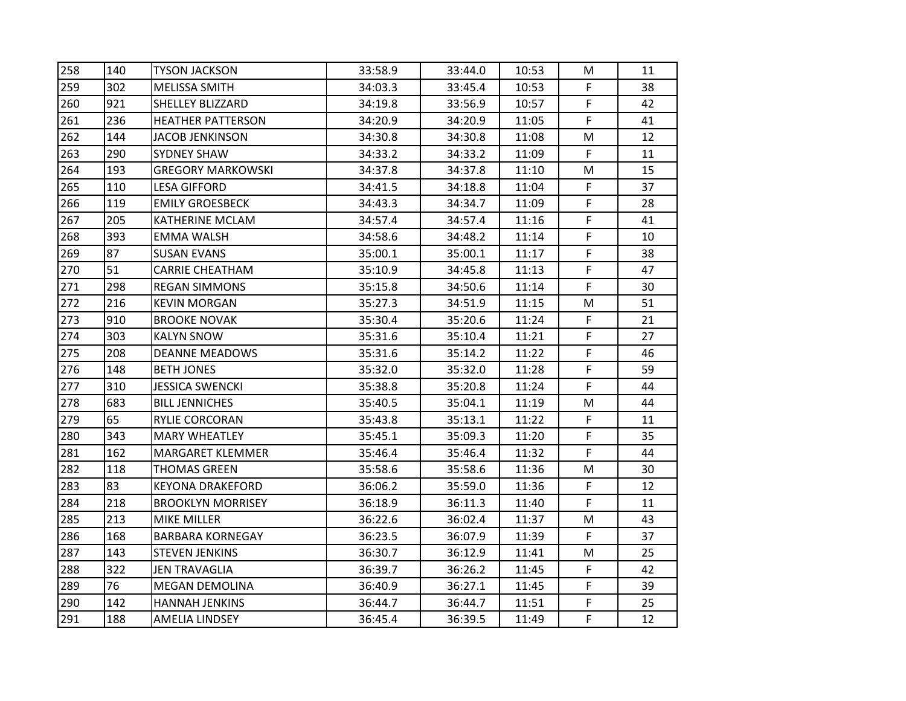| | | | | | | | |
|---|---|---|---|---|---|---|---|
| 258 | 140 | TYSON JACKSON | 33:58.9 | 33:44.0 | 10:53 | M | 11 |
| 259 | 302 | MELISSA SMITH | 34:03.3 | 33:45.4 | 10:53 | F | 38 |
| 260 | 921 | SHELLEY BLIZZARD | 34:19.8 | 33:56.9 | 10:57 | F | 42 |
| 261 | 236 | HEATHER PATTERSON | 34:20.9 | 34:20.9 | 11:05 | F | 41 |
| 262 | 144 | JACOB JENKINSON | 34:30.8 | 34:30.8 | 11:08 | M | 12 |
| 263 | 290 | SYDNEY SHAW | 34:33.2 | 34:33.2 | 11:09 | F | 11 |
| 264 | 193 | GREGORY MARKOWSKI | 34:37.8 | 34:37.8 | 11:10 | M | 15 |
| 265 | 110 | LESA GIFFORD | 34:41.5 | 34:18.8 | 11:04 | F | 37 |
| 266 | 119 | EMILY GROESBECK | 34:43.3 | 34:34.7 | 11:09 | F | 28 |
| 267 | 205 | KATHERINE MCLAM | 34:57.4 | 34:57.4 | 11:16 | F | 41 |
| 268 | 393 | EMMA WALSH | 34:58.6 | 34:48.2 | 11:14 | F | 10 |
| 269 | 87 | SUSAN EVANS | 35:00.1 | 35:00.1 | 11:17 | F | 38 |
| 270 | 51 | CARRIE CHEATHAM | 35:10.9 | 34:45.8 | 11:13 | F | 47 |
| 271 | 298 | REGAN SIMMONS | 35:15.8 | 34:50.6 | 11:14 | F | 30 |
| 272 | 216 | KEVIN MORGAN | 35:27.3 | 34:51.9 | 11:15 | M | 51 |
| 273 | 910 | BROOKE NOVAK | 35:30.4 | 35:20.6 | 11:24 | F | 21 |
| 274 | 303 | KALYN SNOW | 35:31.6 | 35:10.4 | 11:21 | F | 27 |
| 275 | 208 | DEANNE MEADOWS | 35:31.6 | 35:14.2 | 11:22 | F | 46 |
| 276 | 148 | BETH JONES | 35:32.0 | 35:32.0 | 11:28 | F | 59 |
| 277 | 310 | JESSICA SWENCKI | 35:38.8 | 35:20.8 | 11:24 | F | 44 |
| 278 | 683 | BILL JENNICHES | 35:40.5 | 35:04.1 | 11:19 | M | 44 |
| 279 | 65 | RYLIE CORCORAN | 35:43.8 | 35:13.1 | 11:22 | F | 11 |
| 280 | 343 | MARY WHEATLEY | 35:45.1 | 35:09.3 | 11:20 | F | 35 |
| 281 | 162 | MARGARET KLEMMER | 35:46.4 | 35:46.4 | 11:32 | F | 44 |
| 282 | 118 | THOMAS GREEN | 35:58.6 | 35:58.6 | 11:36 | M | 30 |
| 283 | 83 | KEYONA DRAKEFORD | 36:06.2 | 35:59.0 | 11:36 | F | 12 |
| 284 | 218 | BROOKLYN MORRISEY | 36:18.9 | 36:11.3 | 11:40 | F | 11 |
| 285 | 213 | MIKE MILLER | 36:22.6 | 36:02.4 | 11:37 | M | 43 |
| 286 | 168 | BARBARA KORNEGAY | 36:23.5 | 36:07.9 | 11:39 | F | 37 |
| 287 | 143 | STEVEN JENKINS | 36:30.7 | 36:12.9 | 11:41 | M | 25 |
| 288 | 322 | JEN TRAVAGLIA | 36:39.7 | 36:26.2 | 11:45 | F | 42 |
| 289 | 76 | MEGAN DEMOLINA | 36:40.9 | 36:27.1 | 11:45 | F | 39 |
| 290 | 142 | HANNAH JENKINS | 36:44.7 | 36:44.7 | 11:51 | F | 25 |
| 291 | 188 | AMELIA LINDSEY | 36:45.4 | 36:39.5 | 11:49 | F | 12 |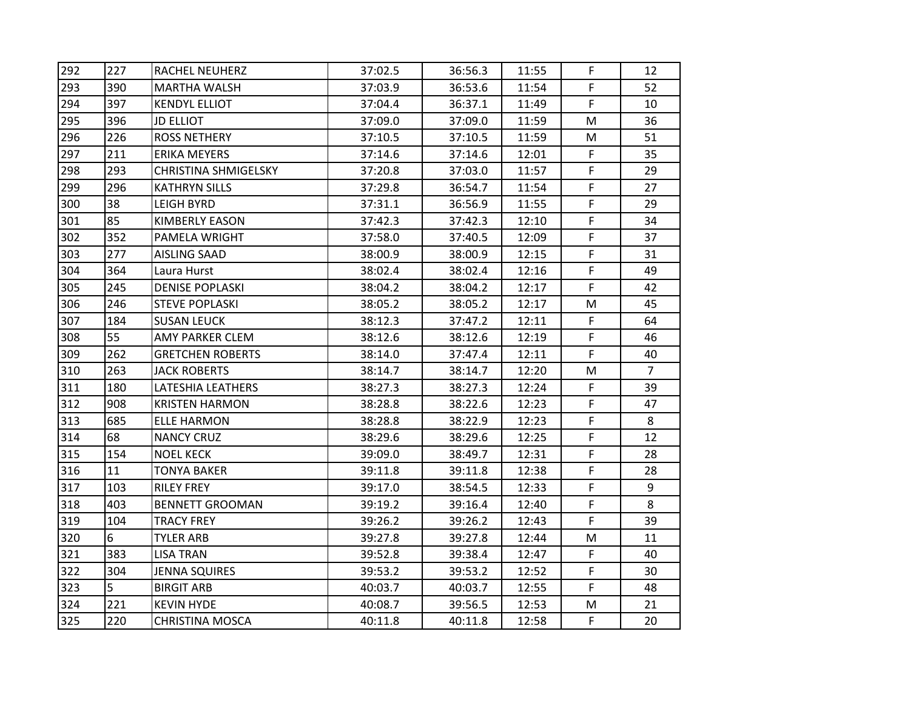| | | | | | | | |
|---|---|---|---|---|---|---|---|
| 292 | 227 | RACHEL NEUHERZ | 37:02.5 | 36:56.3 | 11:55 | F | 12 |
| 293 | 390 | MARTHA WALSH | 37:03.9 | 36:53.6 | 11:54 | F | 52 |
| 294 | 397 | KENDYL ELLIOT | 37:04.4 | 36:37.1 | 11:49 | F | 10 |
| 295 | 396 | JD ELLIOT | 37:09.0 | 37:09.0 | 11:59 | M | 36 |
| 296 | 226 | ROSS NETHERY | 37:10.5 | 37:10.5 | 11:59 | M | 51 |
| 297 | 211 | ERIKA MEYERS | 37:14.6 | 37:14.6 | 12:01 | F | 35 |
| 298 | 293 | CHRISTINA SHMIGELSKY | 37:20.8 | 37:03.0 | 11:57 | F | 29 |
| 299 | 296 | KATHRYN SILLS | 37:29.8 | 36:54.7 | 11:54 | F | 27 |
| 300 | 38 | LEIGH BYRD | 37:31.1 | 36:56.9 | 11:55 | F | 29 |
| 301 | 85 | KIMBERLY EASON | 37:42.3 | 37:42.3 | 12:10 | F | 34 |
| 302 | 352 | PAMELA WRIGHT | 37:58.0 | 37:40.5 | 12:09 | F | 37 |
| 303 | 277 | AISLING SAAD | 38:00.9 | 38:00.9 | 12:15 | F | 31 |
| 304 | 364 | Laura Hurst | 38:02.4 | 38:02.4 | 12:16 | F | 49 |
| 305 | 245 | DENISE POPLASKI | 38:04.2 | 38:04.2 | 12:17 | F | 42 |
| 306 | 246 | STEVE POPLASKI | 38:05.2 | 38:05.2 | 12:17 | M | 45 |
| 307 | 184 | SUSAN LEUCK | 38:12.3 | 37:47.2 | 12:11 | F | 64 |
| 308 | 55 | AMY PARKER CLEM | 38:12.6 | 38:12.6 | 12:19 | F | 46 |
| 309 | 262 | GRETCHEN ROBERTS | 38:14.0 | 37:47.4 | 12:11 | F | 40 |
| 310 | 263 | JACK ROBERTS | 38:14.7 | 38:14.7 | 12:20 | M | 7 |
| 311 | 180 | LATESHIA LEATHERS | 38:27.3 | 38:27.3 | 12:24 | F | 39 |
| 312 | 908 | KRISTEN HARMON | 38:28.8 | 38:22.6 | 12:23 | F | 47 |
| 313 | 685 | ELLE HARMON | 38:28.8 | 38:22.9 | 12:23 | F | 8 |
| 314 | 68 | NANCY CRUZ | 38:29.6 | 38:29.6 | 12:25 | F | 12 |
| 315 | 154 | NOEL KECK | 39:09.0 | 38:49.7 | 12:31 | F | 28 |
| 316 | 11 | TONYA BAKER | 39:11.8 | 39:11.8 | 12:38 | F | 28 |
| 317 | 103 | RILEY FREY | 39:17.0 | 38:54.5 | 12:33 | F | 9 |
| 318 | 403 | BENNETT GROOMAN | 39:19.2 | 39:16.4 | 12:40 | F | 8 |
| 319 | 104 | TRACY FREY | 39:26.2 | 39:26.2 | 12:43 | F | 39 |
| 320 | 6 | TYLER ARB | 39:27.8 | 39:27.8 | 12:44 | M | 11 |
| 321 | 383 | LISA TRAN | 39:52.8 | 39:38.4 | 12:47 | F | 40 |
| 322 | 304 | JENNA SQUIRES | 39:53.2 | 39:53.2 | 12:52 | F | 30 |
| 323 | 5 | BIRGIT ARB | 40:03.7 | 40:03.7 | 12:55 | F | 48 |
| 324 | 221 | KEVIN HYDE | 40:08.7 | 39:56.5 | 12:53 | M | 21 |
| 325 | 220 | CHRISTINA MOSCA | 40:11.8 | 40:11.8 | 12:58 | F | 20 |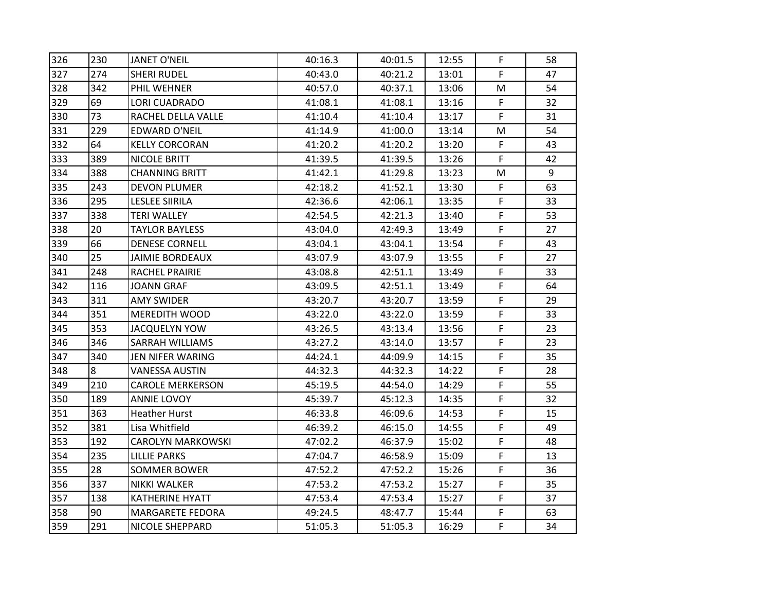| | | | | | | | |
|---|---|---|---|---|---|---|---|
| 326 | 230 | JANET O'NEIL | 40:16.3 | 40:01.5 | 12:55 | F | 58 |
| 327 | 274 | SHERI RUDEL | 40:43.0 | 40:21.2 | 13:01 | F | 47 |
| 328 | 342 | PHIL WEHNER | 40:57.0 | 40:37.1 | 13:06 | M | 54 |
| 329 | 69 | LORI CUADRADO | 41:08.1 | 41:08.1 | 13:16 | F | 32 |
| 330 | 73 | RACHEL DELLA VALLE | 41:10.4 | 41:10.4 | 13:17 | F | 31 |
| 331 | 229 | EDWARD O'NEIL | 41:14.9 | 41:00.0 | 13:14 | M | 54 |
| 332 | 64 | KELLY CORCORAN | 41:20.2 | 41:20.2 | 13:20 | F | 43 |
| 333 | 389 | NICOLE BRITT | 41:39.5 | 41:39.5 | 13:26 | F | 42 |
| 334 | 388 | CHANNING BRITT | 41:42.1 | 41:29.8 | 13:23 | M | 9 |
| 335 | 243 | DEVON PLUMER | 42:18.2 | 41:52.1 | 13:30 | F | 63 |
| 336 | 295 | LESLEE SIIRILA | 42:36.6 | 42:06.1 | 13:35 | F | 33 |
| 337 | 338 | TERI WALLEY | 42:54.5 | 42:21.3 | 13:40 | F | 53 |
| 338 | 20 | TAYLOR BAYLESS | 43:04.0 | 42:49.3 | 13:49 | F | 27 |
| 339 | 66 | DENESE CORNELL | 43:04.1 | 43:04.1 | 13:54 | F | 43 |
| 340 | 25 | JAIMIE BORDEAUX | 43:07.9 | 43:07.9 | 13:55 | F | 27 |
| 341 | 248 | RACHEL PRAIRIE | 43:08.8 | 42:51.1 | 13:49 | F | 33 |
| 342 | 116 | JOANN GRAF | 43:09.5 | 42:51.1 | 13:49 | F | 64 |
| 343 | 311 | AMY SWIDER | 43:20.7 | 43:20.7 | 13:59 | F | 29 |
| 344 | 351 | MEREDITH WOOD | 43:22.0 | 43:22.0 | 13:59 | F | 33 |
| 345 | 353 | JACQUELYN YOW | 43:26.5 | 43:13.4 | 13:56 | F | 23 |
| 346 | 346 | SARRAH WILLIAMS | 43:27.2 | 43:14.0 | 13:57 | F | 23 |
| 347 | 340 | JEN NIFER WARING | 44:24.1 | 44:09.9 | 14:15 | F | 35 |
| 348 | 8 | VANESSA AUSTIN | 44:32.3 | 44:32.3 | 14:22 | F | 28 |
| 349 | 210 | CAROLE MERKERSON | 45:19.5 | 44:54.0 | 14:29 | F | 55 |
| 350 | 189 | ANNIE LOVOY | 45:39.7 | 45:12.3 | 14:35 | F | 32 |
| 351 | 363 | Heather Hurst | 46:33.8 | 46:09.6 | 14:53 | F | 15 |
| 352 | 381 | Lisa Whitfield | 46:39.2 | 46:15.0 | 14:55 | F | 49 |
| 353 | 192 | CAROLYN MARKOWSKI | 47:02.2 | 46:37.9 | 15:02 | F | 48 |
| 354 | 235 | LILLIE PARKS | 47:04.7 | 46:58.9 | 15:09 | F | 13 |
| 355 | 28 | SOMMER BOWER | 47:52.2 | 47:52.2 | 15:26 | F | 36 |
| 356 | 337 | NIKKI WALKER | 47:53.2 | 47:53.2 | 15:27 | F | 35 |
| 357 | 138 | KATHERINE HYATT | 47:53.4 | 47:53.4 | 15:27 | F | 37 |
| 358 | 90 | MARGARETE FEDORA | 49:24.5 | 48:47.7 | 15:44 | F | 63 |
| 359 | 291 | NICOLE SHEPPARD | 51:05.3 | 51:05.3 | 16:29 | F | 34 |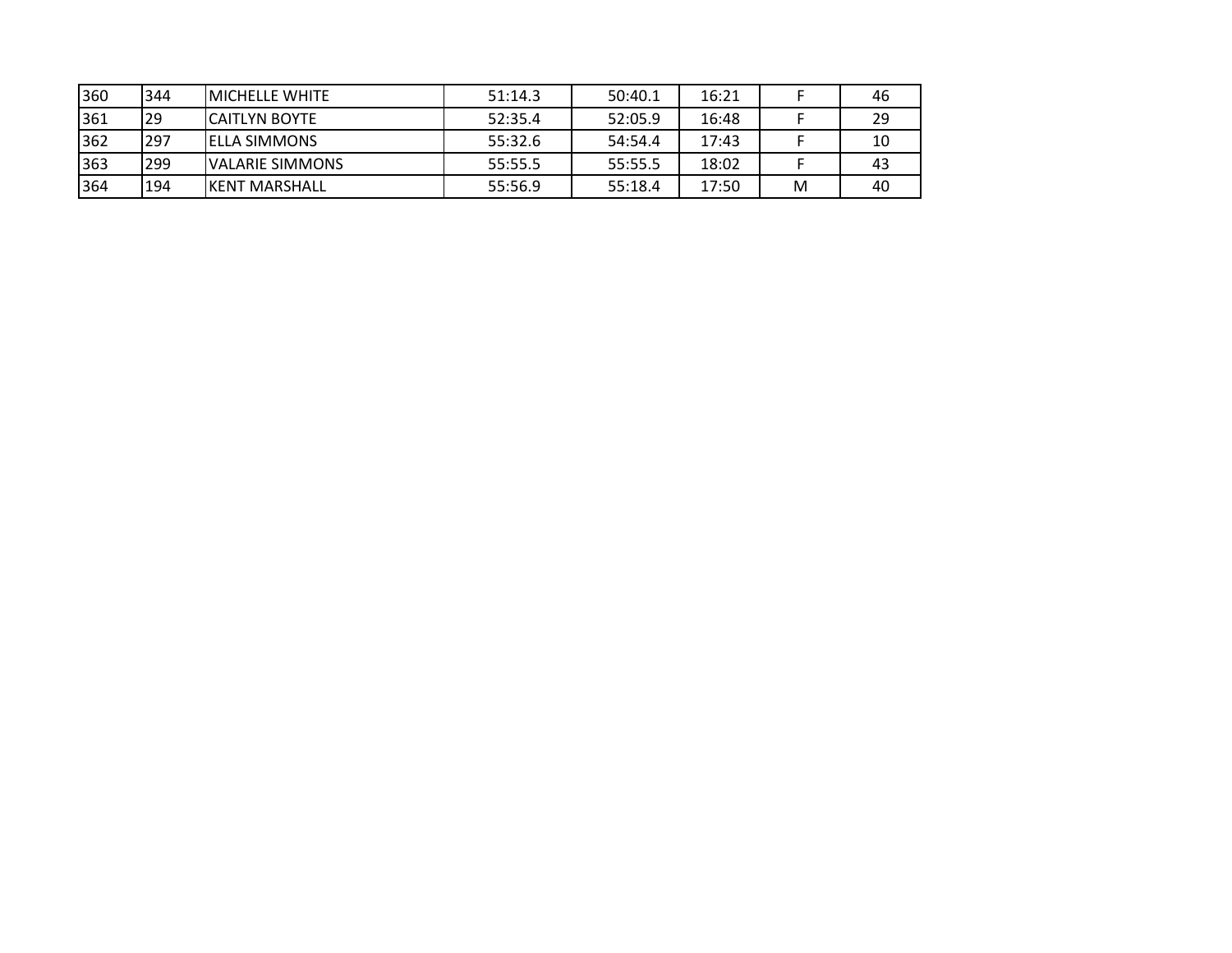| | | | | | | | |
|---|---|---|---|---|---|---|---|
| 360 | 344 | MICHELLE WHITE | 51:14.3 | 50:40.1 | 16:21 | F | 46 |
| 361 | 29 | CAITLYN BOYTE | 52:35.4 | 52:05.9 | 16:48 | F | 29 |
| 362 | 297 | ELLA SIMMONS | 55:32.6 | 54:54.4 | 17:43 | F | 10 |
| 363 | 299 | VALARIE SIMMONS | 55:55.5 | 55:55.5 | 18:02 | F | 43 |
| 364 | 194 | KENT MARSHALL | 55:56.9 | 55:18.4 | 17:50 | M | 40 |